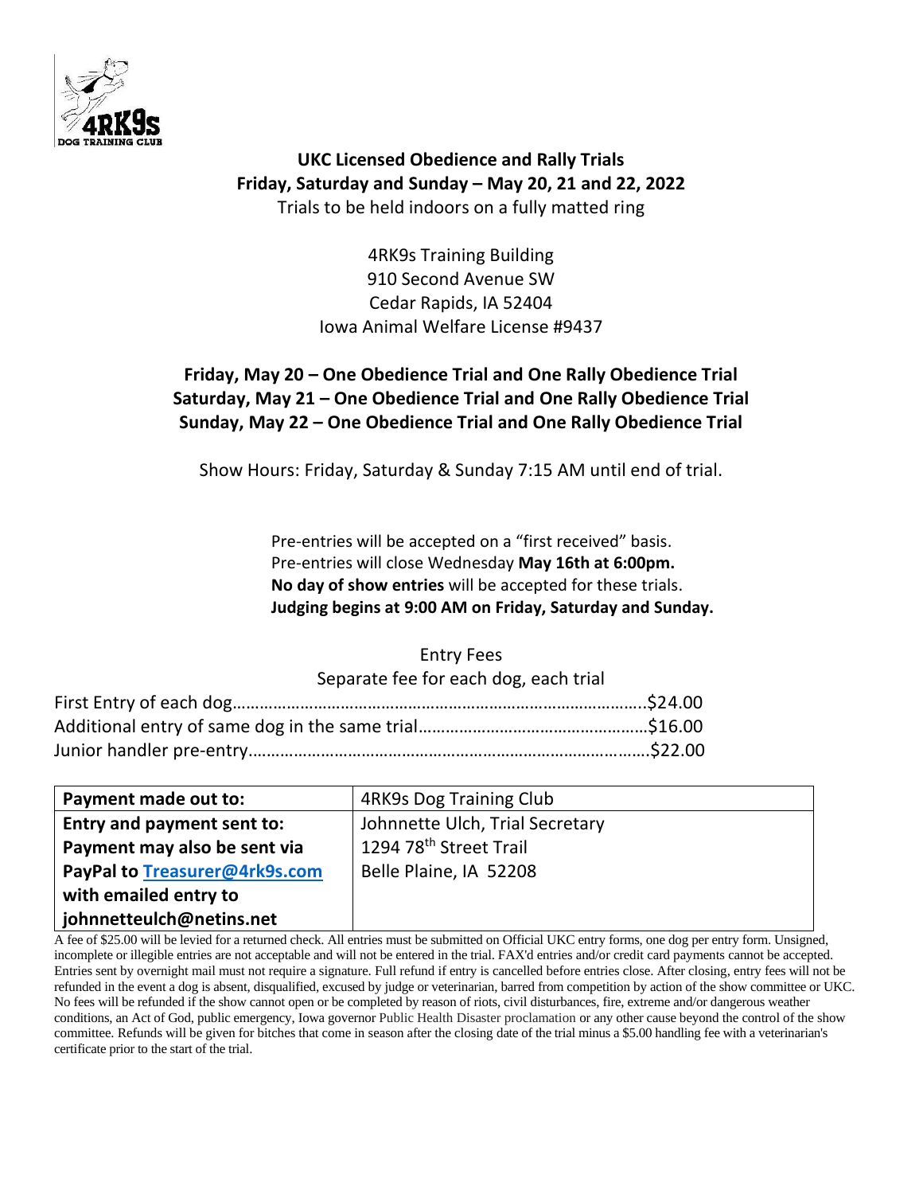# UKC Licensed Obedience and Rally Trials

**Friday, Saturday and Sunday – May 20, 21 and 22, 2022**

Trials to be held indoors on a fully matted ring

4RK9s Training Building
910 Second Avenue SW
Cedar Rapids, IA 52404
Iowa Animal Welfare License #9437

**Friday, May 20 – One Obedience Trial and One Rally Obedience Trial**
**Saturday, May 21 – One Obedience Trial and One Rally Obedience Trial**
**Sunday, May 22 – One Obedience Trial and One Rally Obedience Trial**

Show Hours: Friday, Saturday & Sunday 7:15 AM until end of trial.

Pre-entries will be accepted on a "first received" basis.
Pre-entries will close Wednesday **May 16th at 6:00pm.**
**No day of show entries** will be accepted for these trials.
**Judging begins at 9:00 AM on Friday, Saturday and Sunday.**

Entry Fees
Separate fee for each dog, each trial

First Entry of each dog……………………………………………………………………………..$24.00
Additional entry of same dog in the same trial……………………………………………$16.00
Junior handler pre-entry……………………………………………………………………………$22.00

| Payment made out to: | 4RK9s Dog Training Club |
|---|---|
| **Entry and payment sent to:** **Payment may also be sent via PayPal to Treasurer@4rk9s.com with emailed entry to johnnetteulch@netins.net** | Johnnette Ulch, Trial Secretary<br>1294 78th Street Trail<br>Belle Plaine, IA 52208 |

A fee of $25.00 will be levied for a returned check. All entries must be submitted on Official UKC entry forms, one dog per entry form. Unsigned, incomplete or illegible entries are not acceptable and will not be entered in the trial. FAX'd entries and/or credit card payments cannot be accepted. Entries sent by overnight mail must not require a signature. Full refund if entry is cancelled before entries close. After closing, entry fees will not be refunded in the event a dog is absent, disqualified, excused by judge or veterinarian, barred from competition by action of the show committee or UKC. No fees will be refunded if the show cannot open or be completed by reason of riots, civil disturbances, fire, extreme and/or dangerous weather conditions, an Act of God, public emergency, Iowa governor Public Health Disaster proclamation or any other cause beyond the control of the show committee. Refunds will be given for bitches that come in season after the closing date of the trial minus a $5.00 handling fee with a veterinarian's certificate prior to the start of the trial.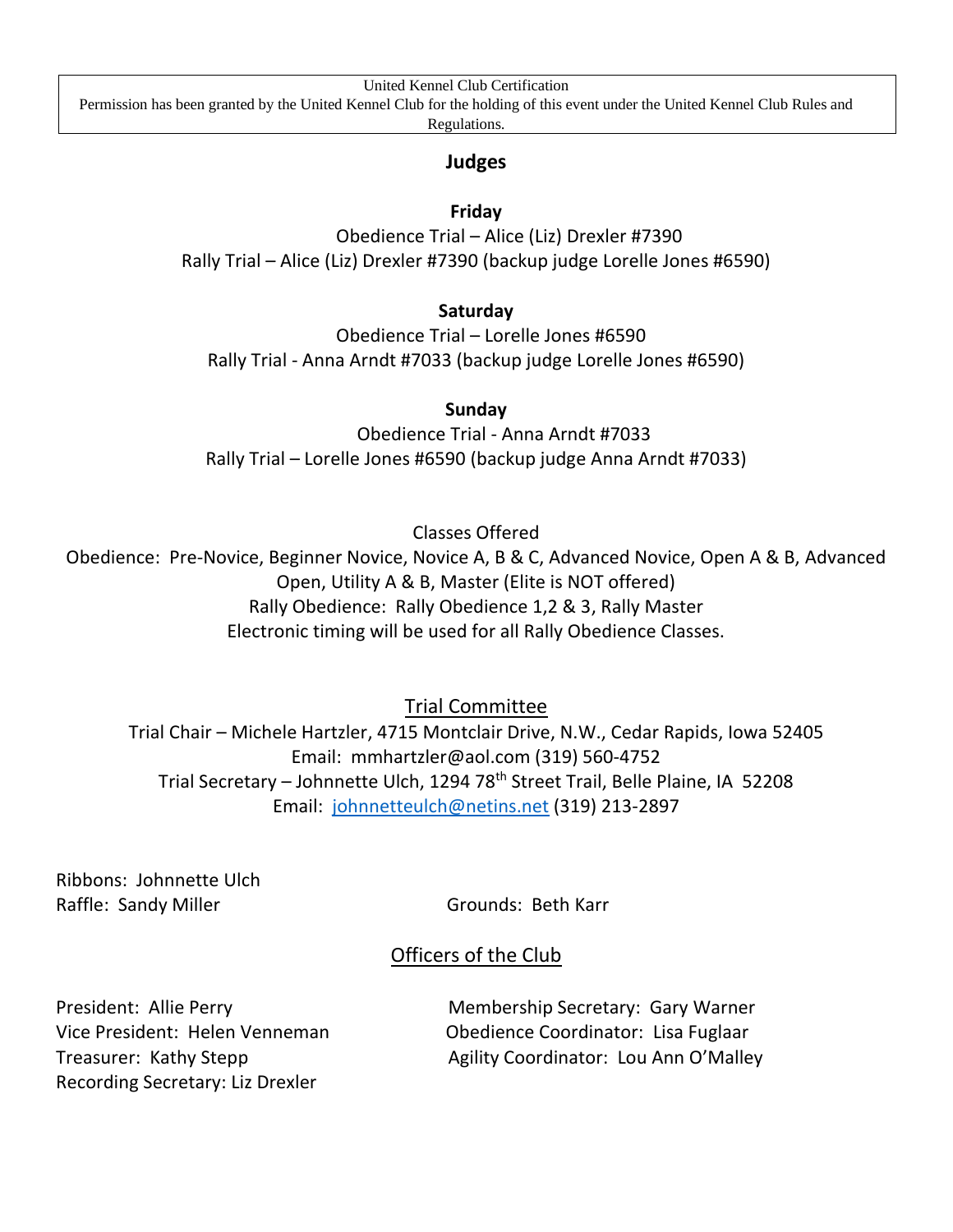United Kennel Club Certification
Permission has been granted by the United Kennel Club for the holding of this event under the United Kennel Club Rules and Regulations.

## Judges

**Friday**

Obedience Trial – Alice (Liz) Drexler #7390
Rally Trial – Alice (Liz) Drexler #7390 (backup judge Lorelle Jones #6590)

**Saturday**

Obedience Trial – Lorelle Jones #6590
Rally Trial - Anna Arndt #7033 (backup judge Lorelle Jones #6590)

**Sunday**

Obedience Trial - Anna Arndt #7033
Rally Trial – Lorelle Jones #6590 (backup judge Anna Arndt #7033)

Classes Offered

Obedience: Pre-Novice, Beginner Novice, Novice A, B & C, Advanced Novice, Open A & B, Advanced Open, Utility A & B, Master (Elite is NOT offered)
Rally Obedience: Rally Obedience 1,2 & 3, Rally Master
Electronic timing will be used for all Rally Obedience Classes.

## Trial Committee

Trial Chair – Michele Hartzler, 4715 Montclair Drive, N.W., Cedar Rapids, Iowa 52405
Email: mmhartzler@aol.com (319) 560-4752
Trial Secretary – Johnnette Ulch, 1294 78th Street Trail, Belle Plaine, IA 52208
Email: johnnetteulch@netins.net (319) 213-2897

Ribbons: Johnnette Ulch
Raffle: Sandy Miller
Grounds: Beth Karr

## Officers of the Club

President: Allie Perry
Vice President: Helen Venneman
Treasurer: Kathy Stepp
Recording Secretary: Liz Drexler
Membership Secretary: Gary Warner
Obedience Coordinator: Lisa Fuglaar
Agility Coordinator: Lou Ann O'Malley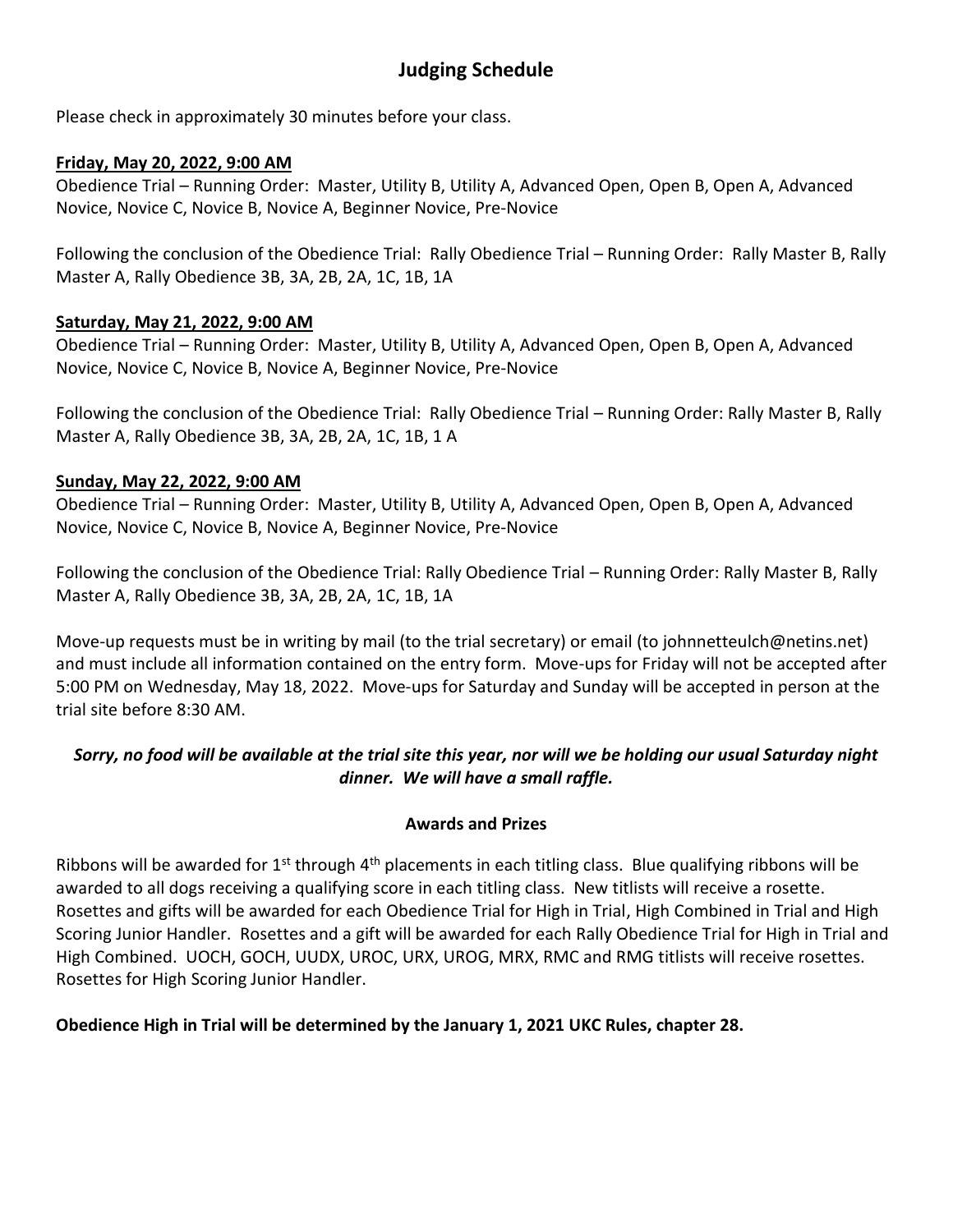# Judging Schedule

Please check in approximately 30 minutes before your class.

**Friday, May 20, 2022, 9:00 AM**

Obedience Trial – Running Order: Master, Utility B, Utility A, Advanced Open, Open B, Open A, Advanced Novice, Novice C, Novice B, Novice A, Beginner Novice, Pre-Novice

Following the conclusion of the Obedience Trial: Rally Obedience Trial – Running Order: Rally Master B, Rally Master A, Rally Obedience 3B, 3A, 2B, 2A, 1C, 1B, 1A

**Saturday, May 21, 2022, 9:00 AM**

Obedience Trial – Running Order: Master, Utility B, Utility A, Advanced Open, Open B, Open A, Advanced Novice, Novice C, Novice B, Novice A, Beginner Novice, Pre-Novice

Following the conclusion of the Obedience Trial: Rally Obedience Trial – Running Order: Rally Master B, Rally Master A, Rally Obedience 3B, 3A, 2B, 2A, 1C, 1B, 1 A

**Sunday, May 22, 2022, 9:00 AM**

Obedience Trial – Running Order: Master, Utility B, Utility A, Advanced Open, Open B, Open A, Advanced Novice, Novice C, Novice B, Novice A, Beginner Novice, Pre-Novice

Following the conclusion of the Obedience Trial: Rally Obedience Trial – Running Order: Rally Master B, Rally Master A, Rally Obedience 3B, 3A, 2B, 2A, 1C, 1B, 1A

Move-up requests must be in writing by mail (to the trial secretary) or email (to johnnetteulch@netins.net) and must include all information contained on the entry form. Move-ups for Friday will not be accepted after 5:00 PM on Wednesday, May 18, 2022. Move-ups for Saturday and Sunday will be accepted in person at the trial site before 8:30 AM.

***Sorry, no food will be available at the trial site this year, nor will we be holding our usual Saturday night dinner. We will have a small raffle.***

**Awards and Prizes**

Ribbons will be awarded for 1st through 4th placements in each titling class. Blue qualifying ribbons will be awarded to all dogs receiving a qualifying score in each titling class. New titlists will receive a rosette. Rosettes and gifts will be awarded for each Obedience Trial for High in Trial, High Combined in Trial and High Scoring Junior Handler. Rosettes and a gift will be awarded for each Rally Obedience Trial for High in Trial and High Combined. UOCH, GOCH, UUDX, UROC, URX, UROG, MRX, RMC and RMG titlists will receive rosettes. Rosettes for High Scoring Junior Handler.

**Obedience High in Trial will be determined by the January 1, 2021 UKC Rules, chapter 28.**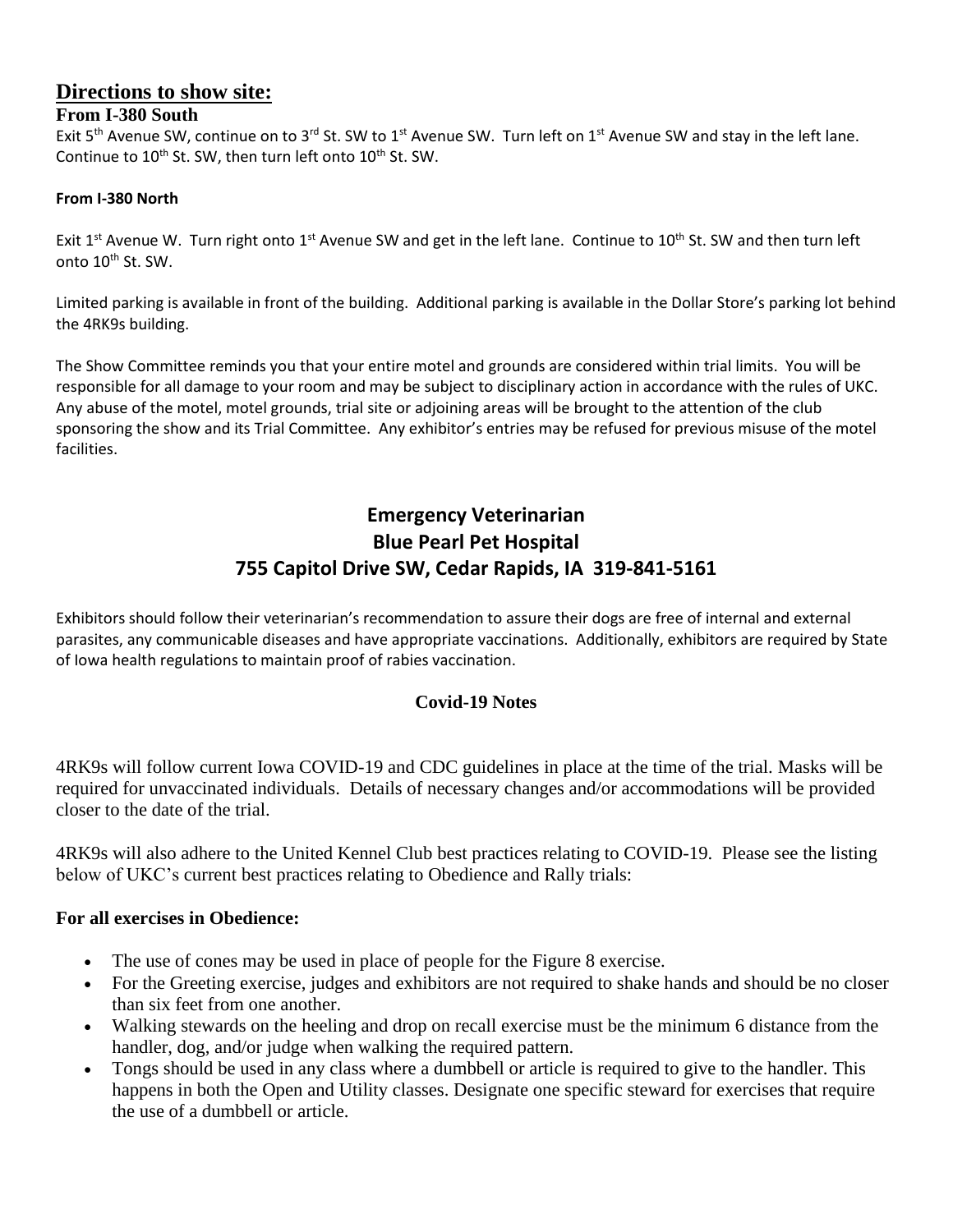## Directions to show site:

### From I-380 South

Exit 5th Avenue SW, continue on to 3rd St. SW to 1st Avenue SW. Turn left on 1st Avenue SW and stay in the left lane. Continue to 10th St. SW, then turn left onto 10th St. SW.

**From I-380 North**

Exit 1st Avenue W. Turn right onto 1st Avenue SW and get in the left lane. Continue to 10th St. SW and then turn left onto 10th St. SW.

Limited parking is available in front of the building. Additional parking is available in the Dollar Store's parking lot behind the 4RK9s building.

The Show Committee reminds you that your entire motel and grounds are considered within trial limits. You will be responsible for all damage to your room and may be subject to disciplinary action in accordance with the rules of UKC. Any abuse of the motel, motel grounds, trial site or adjoining areas will be brought to the attention of the club sponsoring the show and its Trial Committee. Any exhibitor's entries may be refused for previous misuse of the motel facilities.

## Emergency Veterinarian
## Blue Pearl Pet Hospital
## 755 Capitol Drive SW, Cedar Rapids, IA 319-841-5161

Exhibitors should follow their veterinarian's recommendation to assure their dogs are free of internal and external parasites, any communicable diseases and have appropriate vaccinations. Additionally, exhibitors are required by State of Iowa health regulations to maintain proof of rabies vaccination.

**Covid-19 Notes**

4RK9s will follow current Iowa COVID-19 and CDC guidelines in place at the time of the trial. Masks will be required for unvaccinated individuals. Details of necessary changes and/or accommodations will be provided closer to the date of the trial.

4RK9s will also adhere to the United Kennel Club best practices relating to COVID-19. Please see the listing below of UKC's current best practices relating to Obedience and Rally trials:

**For all exercises in Obedience:**

- The use of cones may be used in place of people for the Figure 8 exercise.
- For the Greeting exercise, judges and exhibitors are not required to shake hands and should be no closer than six feet from one another.
- Walking stewards on the heeling and drop on recall exercise must be the minimum 6 distance from the handler, dog, and/or judge when walking the required pattern.
- Tongs should be used in any class where a dumbbell or article is required to give to the handler. This happens in both the Open and Utility classes. Designate one specific steward for exercises that require the use of a dumbbell or article.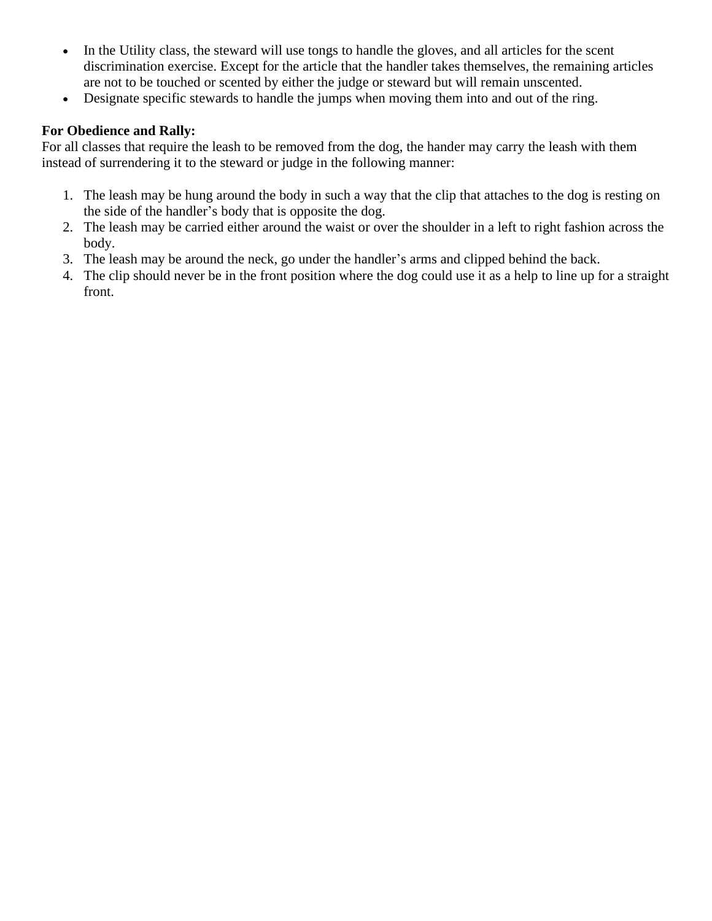- In the Utility class, the steward will use tongs to handle the gloves, and all articles for the scent discrimination exercise. Except for the article that the handler takes themselves, the remaining articles are not to be touched or scented by either the judge or steward but will remain unscented.
- Designate specific stewards to handle the jumps when moving them into and out of the ring.

**For Obedience and Rally:**
For all classes that require the leash to be removed from the dog, the hander may carry the leash with them instead of surrendering it to the steward or judge in the following manner:

1. The leash may be hung around the body in such a way that the clip that attaches to the dog is resting on the side of the handler's body that is opposite the dog.
2. The leash may be carried either around the waist or over the shoulder in a left to right fashion across the body.
3. The leash may be around the neck, go under the handler's arms and clipped behind the back.
4. The clip should never be in the front position where the dog could use it as a help to line up for a straight front.